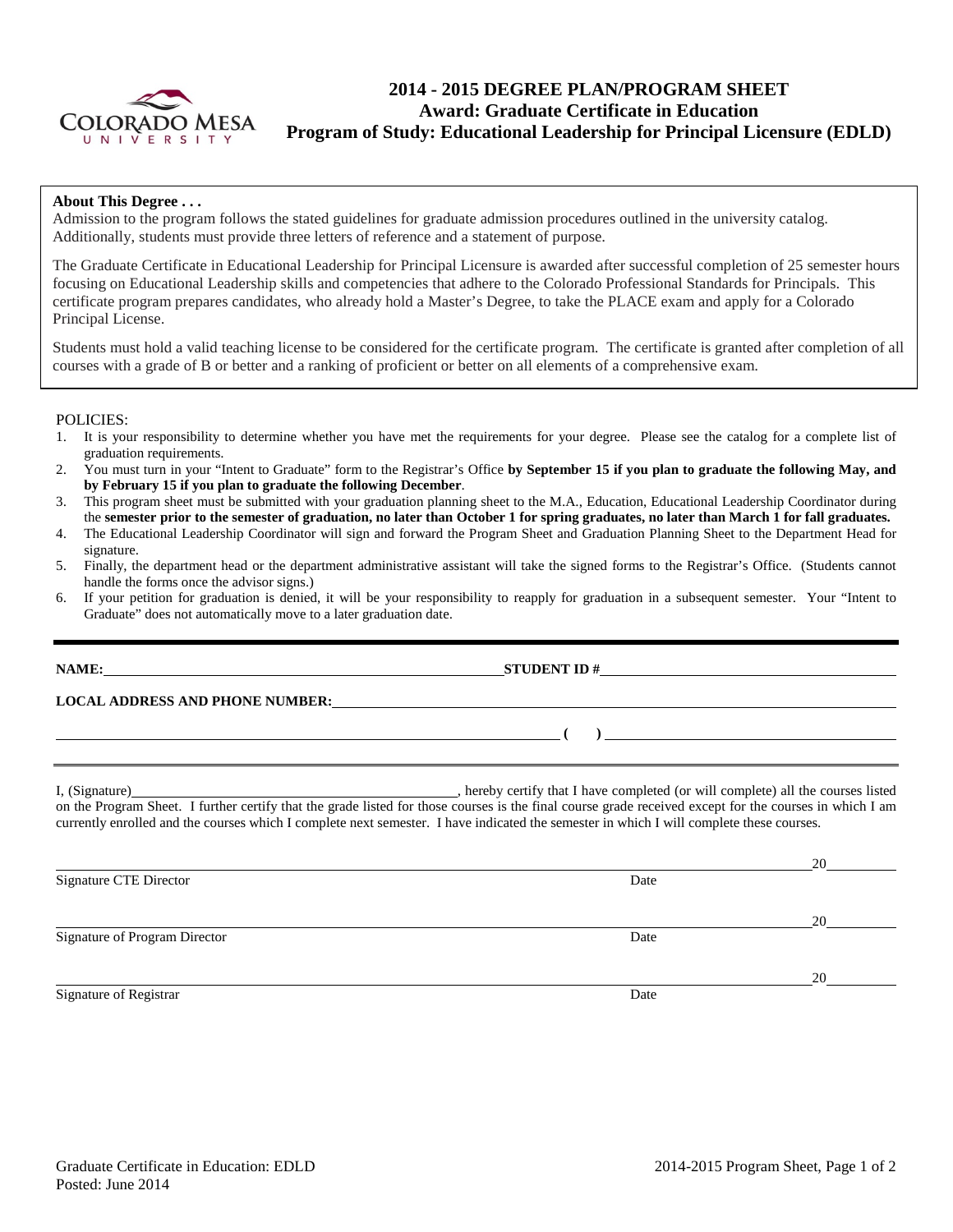# 2014 - 2015 DEGREE PLAN/PROGRAM SHEET
## Award: Graduate Certificate in Education
## Program of Study: Educational Leadership for Principal Licensure (EDLD)

**About This Degree . . .**

Admission to the program follows the stated guidelines for graduate admission procedures outlined in the university catalog. Additionally, students must provide three letters of reference and a statement of purpose.

The Graduate Certificate in Educational Leadership for Principal Licensure is awarded after successful completion of 25 semester hours focusing on Educational Leadership skills and competencies that adhere to the Colorado Professional Standards for Principals. This certificate program prepares candidates, who already hold a Master's Degree, to take the PLACE exam and apply for a Colorado Principal License.

Students must hold a valid teaching license to be considered for the certificate program. The certificate is granted after completion of all courses with a grade of B or better and a ranking of proficient or better on all elements of a comprehensive exam.

POLICIES:

1. It is your responsibility to determine whether you have met the requirements for your degree. Please see the catalog for a complete list of graduation requirements.
2. You must turn in your "Intent to Graduate" form to the Registrar's Office **by September 15 if you plan to graduate the following May, and by February 15 if you plan to graduate the following December**.
3. This program sheet must be submitted with your graduation planning sheet to the M.A., Education, Educational Leadership Coordinator during the **semester prior to the semester of graduation, no later than October 1 for spring graduates, no later than March 1 for fall graduates.**
4. The Educational Leadership Coordinator will sign and forward the Program Sheet and Graduation Planning Sheet to the Department Head for signature.
5. Finally, the department head or the department administrative assistant will take the signed forms to the Registrar's Office. (Students cannot handle the forms once the advisor signs.)
6. If your petition for graduation is denied, it will be your responsibility to reapply for graduation in a subsequent semester. Your "Intent to Graduate" does not automatically move to a later graduation date.

---

**NAME:** ______________________________ **STUDENT ID #** ______________________________

**LOCAL ADDRESS AND PHONE NUMBER:** ______________________________

______________________________ **( )** ______________________________

I, (Signature)______________________________, hereby certify that I have completed (or will complete) all the courses listed on the Program Sheet. I further certify that the grade listed for those courses is the final course grade received except for the courses in which I am currently enrolled and the courses which I complete next semester. I have indicated the semester in which I will complete these courses.

______________________________ 20____
Signature CTE Director Date

______________________________ 20____
Signature of Program Director Date

______________________________ 20____
Signature of Registrar Date

Graduate Certificate in Education: EDLD
Posted: June 2014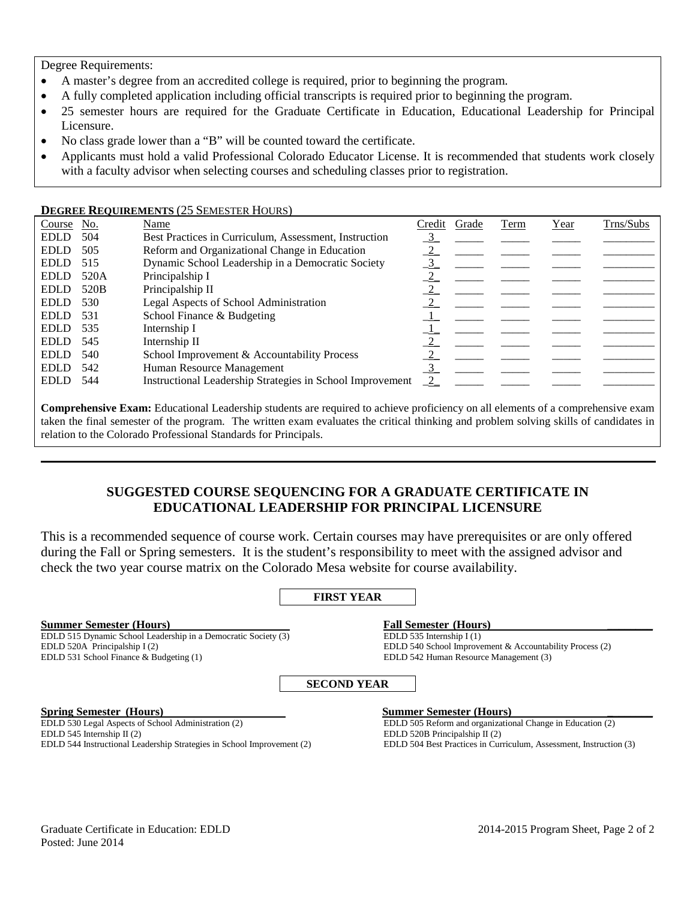Degree Requirements:

- A master's degree from an accredited college is required, prior to beginning the program.
- A fully completed application including official transcripts is required prior to beginning the program.
- 25 semester hours are required for the Graduate Certificate in Education, Educational Leadership for Principal Licensure.
- No class grade lower than a "B" will be counted toward the certificate.
- Applicants must hold a valid Professional Colorado Educator License. It is recommended that students work closely with a faculty advisor when selecting courses and scheduling classes prior to registration.

**DEGREE REQUIREMENTS** (25 SEMESTER HOURS)

| Course | No. | Name | Credit | Grade | Term | Year | Trns/Subs |
|---|---|---|---|---|---|---|---|
| EDLD | 504 | Best Practices in Curriculum, Assessment, Instruction | 3 | | | | |
| EDLD | 505 | Reform and Organizational Change in Education | 2 | | | | |
| EDLD | 515 | Dynamic School Leadership in a Democratic Society | 3 | | | | |
| EDLD | 520A | Principalship I | 2 | | | | |
| EDLD | 520B | Principalship II | 2 | | | | |
| EDLD | 530 | Legal Aspects of School Administration | 2 | | | | |
| EDLD | 531 | School Finance & Budgeting | 1 | | | | |
| EDLD | 535 | Internship I | 1 | | | | |
| EDLD | 545 | Internship II | 2 | | | | |
| EDLD | 540 | School Improvement & Accountability Process | 2 | | | | |
| EDLD | 542 | Human Resource Management | 3 | | | | |
| EDLD | 544 | Instructional Leadership Strategies in School Improvement | 2 | | | | |

**Comprehensive Exam:** Educational Leadership students are required to achieve proficiency on all elements of a comprehensive exam taken the final semester of the program. The written exam evaluates the critical thinking and problem solving skills of candidates in relation to the Colorado Professional Standards for Principals.

## SUGGESTED COURSE SEQUENCING FOR A GRADUATE CERTIFICATE IN EDUCATIONAL LEADERSHIP FOR PRINCIPAL LICENSURE

This is a recommended sequence of course work. Certain courses may have prerequisites or are only offered during the Fall or Spring semesters. It is the student's responsibility to meet with the assigned advisor and check the two year course matrix on the Colorado Mesa website for course availability.

### FIRST YEAR

**Summer Semester (Hours)**

EDLD 515 Dynamic School Leadership in a Democratic Society (3)
EDLD 520A Principalship I (2)
EDLD 531 School Finance & Budgeting (1)

**Fall Semester (Hours)**

EDLD 535 Internship I (1)
EDLD 540 School Improvement & Accountability Process (2)
EDLD 542 Human Resource Management (3)

### SECOND YEAR

**Spring Semester (Hours)**

EDLD 530 Legal Aspects of School Administration (2)
EDLD 545 Internship II (2)
EDLD 544 Instructional Leadership Strategies in School Improvement (2)

**Summer Semester (Hours)**

EDLD 505 Reform and organizational Change in Education (2)
EDLD 520B Principalship II (2)
EDLD 504 Best Practices in Curriculum, Assessment, Instruction (3)

Graduate Certificate in Education: EDLD
Posted: June 2014